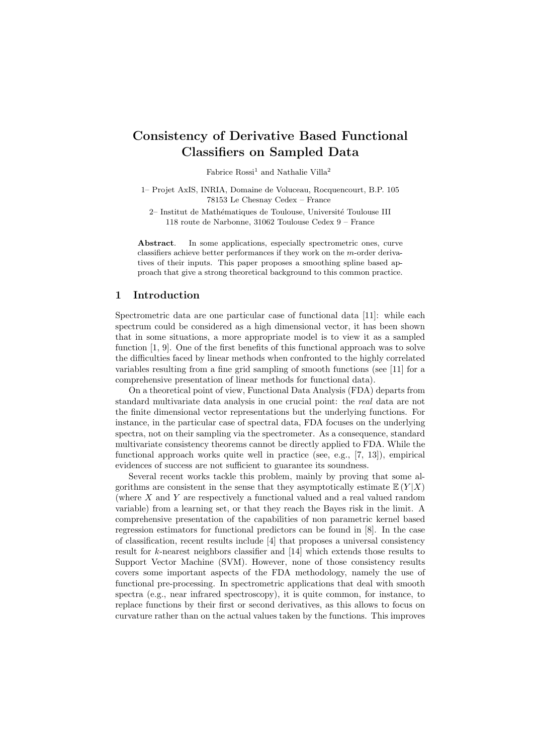# Consistency of Derivative Based Functional Classifiers on Sampled Data

Fabrice Rossi[1] and Nathalie Villa[2]

1– Projet AxIS, INRIA, Domaine de Voluceau, Rocquencourt, B.P. 105
78153 Le Chesnay Cedex – France

2– Institut de Mathématiques de Toulouse, Université Toulouse III
118 route de Narbonne, 31062 Toulouse Cedex 9 – France

**Abstract**. In some applications, especially spectrometric ones, curve classifiers achieve better performances if they work on the $m$-order derivatives of their inputs. This paper proposes a smoothing spline based approach that give a strong theoretical background to this common practice.

## 1 Introduction

Spectrometric data are one particular case of functional data [11]: while each spectrum could be considered as a high dimensional vector, it has been shown that in some situations, a more appropriate model is to view it as a sampled function [1, 9]. One of the first benefits of this functional approach was to solve the difficulties faced by linear methods when confronted to the highly correlated variables resulting from a fine grid sampling of smooth functions (see [11] for a comprehensive presentation of linear methods for functional data).

On a theoretical point of view, Functional Data Analysis (FDA) departs from standard multivariate data analysis in one crucial point: the *real* data are not the finite dimensional vector representations but the underlying functions. For instance, in the particular case of spectral data, FDA focuses on the underlying spectra, not on their sampling via the spectrometer. As a consequence, standard multivariate consistency theorems cannot be directly applied to FDA. While the functional approach works quite well in practice (see, e.g., [7, 13]), empirical evidences of success are not sufficient to guarantee its soundness.

Several recent works tackle this problem, mainly by proving that some algorithms are consistent in the sense that they asymptotically estimate $\mathbb{E}(Y|X)$ (where $X$ and $Y$ are respectively a functional valued and a real valued random variable) from a learning set, or that they reach the Bayes risk in the limit. A comprehensive presentation of the capabilities of non parametric kernel based regression estimators for functional predictors can be found in [8]. In the case of classification, recent results include [4] that proposes a universal consistency result for $k$-nearest neighbors classifier and [14] which extends those results to Support Vector Machine (SVM). However, none of those consistency results covers some important aspects of the FDA methodology, namely the use of functional pre-processing. In spectrometric applications that deal with smooth spectra (e.g., near infrared spectroscopy), it is quite common, for instance, to replace functions by their first or second derivatives, as this allows to focus on curvature rather than on the actual values taken by the functions. This improves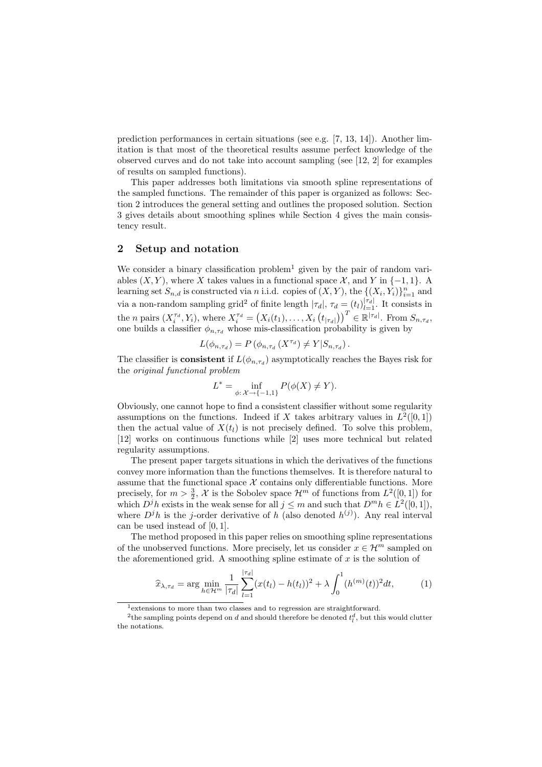prediction performances in certain situations (see e.g. [7, 13, 14]). Another limitation is that most of the theoretical results assume perfect knowledge of the observed curves and do not take into account sampling (see [12, 2] for examples of results on sampled functions).

This paper addresses both limitations via smooth spline representations of the sampled functions. The remainder of this paper is organized as follows: Section 2 introduces the general setting and outlines the proposed solution. Section 3 gives details about smoothing splines while Section 4 gives the main consistency result.

## 2 Setup and notation

We consider a binary classification problem[1] given by the pair of random variables $(X, Y)$, where $X$ takes values in a functional space $\mathcal{X}$, and $Y$ in $\{-1, 1\}$. A learning set $S_{n,d}$ is constructed via $n$ i.i.d. copies of $(X, Y)$, the $\{(X_i, Y_i)\}_{i=1}^n$ and via a non-random sampling grid[2] of finite length $|\tau_d|$, $\tau_d = (t_l)_{l=1}^{|\tau_d|}$. It consists in the $n$ pairs $(X_i^{\tau_d}, Y_i)$, where $X_i^{\tau_d} = \left(X_i(t_1), \ldots, X_i\left(t_{|\tau_d|}\right)\right)^T \in \mathbb{R}^{|\tau_d|}$. From $S_{n,\tau_d}$, one builds a classifier $\phi_{n,\tau_d}$ whose mis-classification probability is given by

$$L(\phi_{n,\tau_d}) = P\left(\phi_{n,\tau_d}\left(X^{\tau_d}\right) \neq Y | S_{n,\tau_d}\right).$$

The classifier is **consistent** if $L(\phi_{n,\tau_d})$ asymptotically reaches the Bayes risk for the *original functional problem*

$$L^* = \inf_{\phi\colon \mathcal{X} \to \{-1,1\}} P(\phi(X) \neq Y).$$

Obviously, one cannot hope to find a consistent classifier without some regularity assumptions on the functions. Indeed if $X$ takes arbitrary values in $L^2([0,1])$ then the actual value of $X(t_l)$ is not precisely defined. To solve this problem, [12] works on continuous functions while [2] uses more technical but related regularity assumptions.

The present paper targets situations in which the derivatives of the functions convey more information than the functions themselves. It is therefore natural to assume that the functional space $\mathcal{X}$ contains only differentiable functions. More precisely, for $m > \frac{3}{2}$, $\mathcal{X}$ is the Sobolev space $\mathcal{H}^m$ of functions from $L^2([0,1])$ for which $D^j h$ exists in the weak sense for all $j \leq m$ and such that $D^m h \in L^2([0,1])$, where $D^j h$ is the $j$-order derivative of $h$ (also denoted $h^{(j)}$). Any real interval can be used instead of $[0,1]$.

The method proposed in this paper relies on smoothing spline representations of the unobserved functions. More precisely, let us consider $x \in \mathcal{H}^m$ sampled on the aforementioned grid. A smoothing spline estimate of $x$ is the solution of

$$\widehat{x}_{\lambda,\tau_d} = \arg\min_{h \in \mathcal{H}^m} \frac{1}{|\tau_d|} \sum_{l=1}^{|\tau_d|} (x(t_l) - h(t_l))^2 + \lambda \int_0^1 (h^{(m)}(t))^2 dt, \tag{1}$$

[1] extensions to more than two classes and to regression are straightforward.

[2] the sampling points depend on $d$ and should therefore be denoted $t_l^d$, but this would clutter the notations.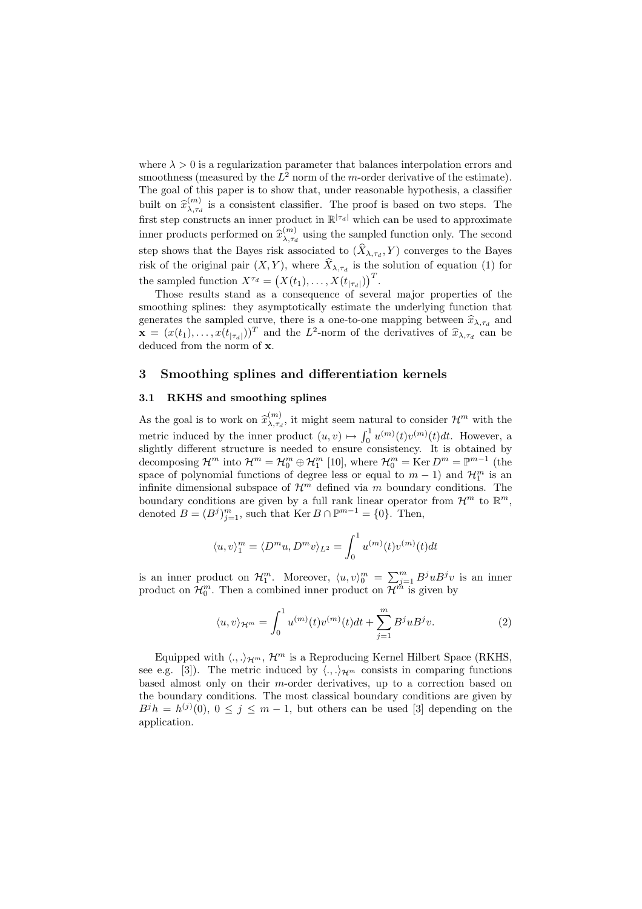where $\lambda > 0$ is a regularization parameter that balances interpolation errors and smoothness (measured by the $L^2$ norm of the $m$-order derivative of the estimate). The goal of this paper is to show that, under reasonable hypothesis, a classifier built on $\widehat{x}^{(m)}_{\lambda,\tau_d}$ is a consistent classifier. The proof is based on two steps. The first step constructs an inner product in $\mathbb{R}^{|\tau_d|}$ which can be used to approximate inner products performed on $\widehat{x}^{(m)}_{\lambda,\tau_d}$ using the sampled function only. The second step shows that the Bayes risk associated to $(\widehat{X}_{\lambda,\tau_d}, Y)$ converges to the Bayes risk of the original pair $(X, Y)$, where $\widehat{X}_{\lambda,\tau_d}$ is the solution of equation (1) for the sampled function $X^{\tau_d} = \big(X(t_1), \ldots, X(t_{|\tau_d|})\big)^T$.

Those results stand as a consequence of several major properties of the smoothing splines: they asymptotically estimate the underlying function that generates the sampled curve, there is a one-to-one mapping between $\widehat{x}_{\lambda,\tau_d}$ and $\mathbf{x} = (x(t_1), \ldots, x(t_{|\tau_d|}))^T$ and the $L^2$-norm of the derivatives of $\widehat{x}_{\lambda,\tau_d}$ can be deduced from the norm of $\mathbf{x}$.

## 3 Smoothing splines and differentiation kernels

### 3.1 RKHS and smoothing splines

As the goal is to work on $\widehat{x}^{(m)}_{\lambda,\tau_d}$, it might seem natural to consider $\mathcal{H}^m$ with the metric induced by the inner product $(u, v) \mapsto \int_0^1 u^{(m)}(t) v^{(m)}(t) dt$. However, a slightly different structure is needed to ensure consistency. It is obtained by decomposing $\mathcal{H}^m$ into $\mathcal{H}^m = \mathcal{H}^m_0 \oplus \mathcal{H}^m_1$ [10], where $\mathcal{H}^m_0 = \operatorname{Ker} D^m = \mathbb{P}^{m-1}$ (the space of polynomial functions of degree less or equal to $m-1$) and $\mathcal{H}^m_1$ is an infinite dimensional subspace of $\mathcal{H}^m$ defined via $m$ boundary conditions. The boundary conditions are given by a full rank linear operator from $\mathcal{H}^m$ to $\mathbb{R}^m$, denoted $B = (B^j)_{j=1}^m$, such that $\operatorname{Ker} B \cap \mathbb{P}^{m-1} = \{0\}$. Then,

$$\langle u, v \rangle_1^m = \langle D^m u, D^m v \rangle_{L^2} = \int_0^1 u^{(m)}(t) v^{(m)}(t) dt$$

is an inner product on $\mathcal{H}^m_1$. Moreover, $\langle u, v \rangle_0^m = \sum_{j=1}^m B^j u B^j v$ is an inner product on $\mathcal{H}^m_0$. Then a combined inner product on $\mathcal{H}^m$ is given by

$$\langle u, v \rangle_{\mathcal{H}^m} = \int_0^1 u^{(m)}(t) v^{(m)}(t) dt + \sum_{j=1}^m B^j u B^j v. \tag{2}$$

Equipped with $\langle ., . \rangle_{\mathcal{H}^m}$, $\mathcal{H}^m$ is a Reproducing Kernel Hilbert Space (RKHS, see e.g. [3]). The metric induced by $\langle ., . \rangle_{\mathcal{H}^m}$ consists in comparing functions based almost only on their $m$-order derivatives, up to a correction based on the boundary conditions. The most classical boundary conditions are given by $B^j h = h^{(j)}(0)$, $0 \leq j \leq m-1$, but others can be used [3] depending on the application.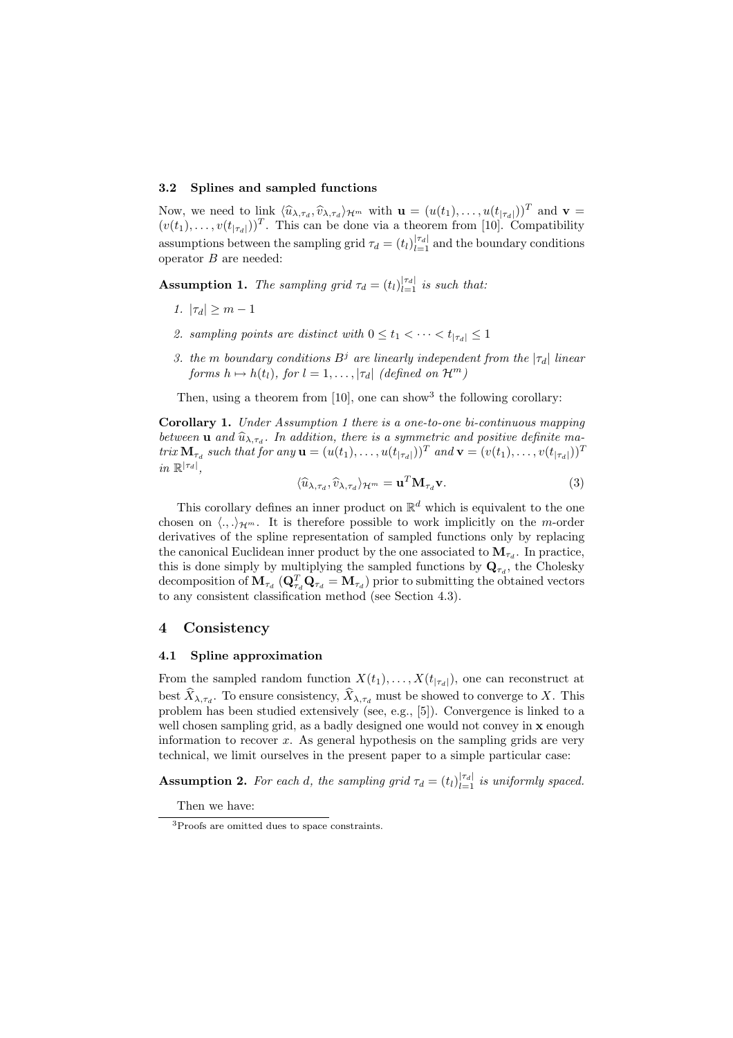### 3.2 Splines and sampled functions

Now, we need to link $\langle \widehat{u}_{\lambda,\tau_d}, \widehat{v}_{\lambda,\tau_d} \rangle_{\mathcal{H}^m}$ with $\mathbf{u} = (u(t_1), \dots, u(t_{|\tau_d|}))^T$ and $\mathbf{v} = (v(t_1), \dots, v(t_{|\tau_d|}))^T$. This can be done via a theorem from [10]. Compatibility assumptions between the sampling grid $\tau_d = (t_l)_{l=1}^{|\tau_d|}$ and the boundary conditions operator $B$ are needed:

**Assumption 1.** *The sampling grid $\tau_d = (t_l)_{l=1}^{|\tau_d|}$ is such that:*

1. *$|\tau_d| \geq m - 1$*
2. *sampling points are distinct with $0 \leq t_1 < \dots < t_{|\tau_d|} \leq 1$*
3. *the $m$ boundary conditions $B^j$ are linearly independent from the $|\tau_d|$ linear forms $h \mapsto h(t_l)$, for $l = 1, \dots, |\tau_d|$ (defined on $\mathcal{H}^m$)*

Then, using a theorem from [10], one can show[3] the following corollary:

**Corollary 1.** *Under Assumption 1 there is a one-to-one bi-continuous mapping between $\mathbf{u}$ and $\widehat{u}_{\lambda,\tau_d}$. In addition, there is a symmetric and positive definite matrix $\mathbf{M}_{\tau_d}$ such that for any $\mathbf{u} = (u(t_1), \dots, u(t_{|\tau_d|}))^T$ and $\mathbf{v} = (v(t_1), \dots, v(t_{|\tau_d|}))^T$ in $\mathbb{R}^{|\tau_d|}$,*

$$\langle \widehat{u}_{\lambda,\tau_d}, \widehat{v}_{\lambda,\tau_d} \rangle_{\mathcal{H}^m} = \mathbf{u}^T \mathbf{M}_{\tau_d} \mathbf{v}. \tag{3}$$

This corollary defines an inner product on $\mathbb{R}^d$ which is equivalent to the one chosen on $\langle .,. \rangle_{\mathcal{H}^m}$. It is therefore possible to work implicitly on the $m$-order derivatives of the spline representation of sampled functions only by replacing the canonical Euclidean inner product by the one associated to $\mathbf{M}_{\tau_d}$. In practice, this is done simply by multiplying the sampled functions by $\mathbf{Q}_{\tau_d}$, the Cholesky decomposition of $\mathbf{M}_{\tau_d}$ ($\mathbf{Q}_{\tau_d}^T \mathbf{Q}_{\tau_d} = \mathbf{M}_{\tau_d}$) prior to submitting the obtained vectors to any consistent classification method (see Section 4.3).

## 4 Consistency

### 4.1 Spline approximation

From the sampled random function $X(t_1), \dots, X(t_{|\tau_d|})$, one can reconstruct at best $\widehat{X}_{\lambda,\tau_d}$. To ensure consistency, $\widehat{X}_{\lambda,\tau_d}$ must be showed to converge to $X$. This problem has been studied extensively (see, e.g., [5]). Convergence is linked to a well chosen sampling grid, as a badly designed one would not convey in $\mathbf{x}$ enough information to recover $x$. As general hypothesis on the sampling grids are very technical, we limit ourselves in the present paper to a simple particular case:

**Assumption 2.** *For each $d$, the sampling grid $\tau_d = (t_l)_{l=1}^{|\tau_d|}$ is uniformly spaced.*

Then we have:

[3] Proofs are omitted dues to space constraints.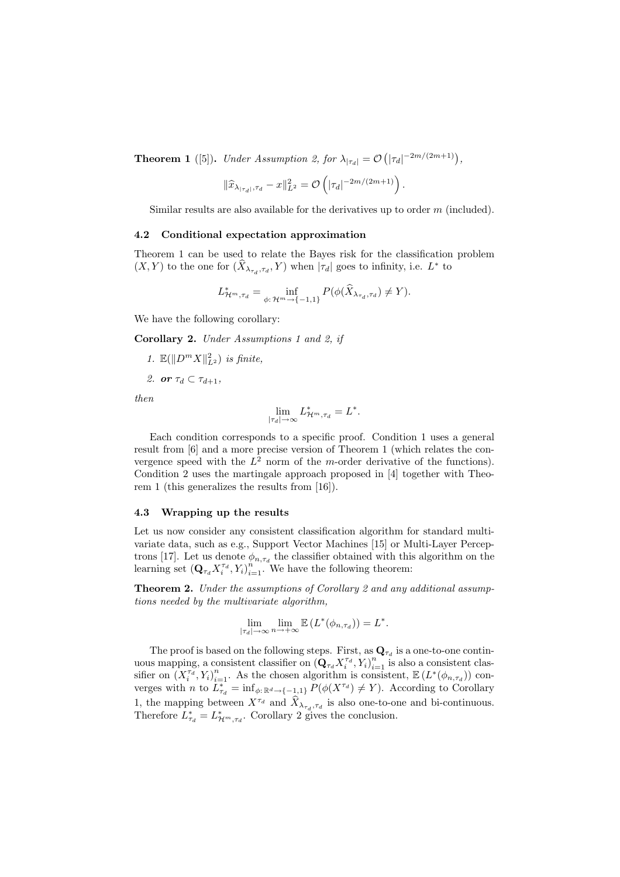**Theorem 1** ([5]). *Under Assumption 2, for* $\lambda_{|\tau_d|} = \mathcal{O}\left(|\tau_d|^{-2m/(2m+1)}\right)$,

$$\|\widehat{x}_{\lambda_{|\tau_d|},\tau_d} - x\|^2_{L^2} = \mathcal{O}\left(|\tau_d|^{-2m/(2m+1)}\right).$$

Similar results are also available for the derivatives up to order $m$ (included).

### 4.2 Conditional expectation approximation

Theorem 1 can be used to relate the Bayes risk for the classification problem $(X, Y)$ to the one for $(\widehat{X}_{\lambda_{\tau_d},\tau_d}, Y)$ when $|\tau_d|$ goes to infinity, i.e. $L^*$ to

$$L^*_{\mathcal{H}^m,\tau_d} = \inf_{\phi:\,\mathcal{H}^m \to \{-1,1\}} P(\phi(\widehat{X}_{\lambda_{\tau_d},\tau_d}) \neq Y).$$

We have the following corollary:

**Corollary 2.** *Under Assumptions 1 and 2, if*

1. $\mathbb{E}(\|D^m X\|^2_{L^2})$ *is finite,*
2. ***or*** $\tau_d \subset \tau_{d+1}$,

*then*

$$\lim_{|\tau_d|\to\infty} L^*_{\mathcal{H}^m,\tau_d} = L^*.$$

Each condition corresponds to a specific proof. Condition 1 uses a general result from [6] and a more precise version of Theorem 1 (which relates the convergence speed with the $L^2$ norm of the $m$-order derivative of the functions). Condition 2 uses the martingale approach proposed in [4] together with Theorem 1 (this generalizes the results from [16]).

### 4.3 Wrapping up the results

Let us now consider any consistent classification algorithm for standard multivariate data, such as e.g., Support Vector Machines [15] or Multi-Layer Perceptrons [17]. Let us denote $\phi_{n,\tau_d}$ the classifier obtained with this algorithm on the learning set $(\mathbf{Q}_{\tau_d} X_i^{\tau_d}, Y_i)_{i=1}^n$. We have the following theorem:

**Theorem 2.** *Under the assumptions of Corollary 2 and any additional assumptions needed by the multivariate algorithm,*

$$\lim_{|\tau_d|\to\infty} \lim_{n\to+\infty} \mathbb{E}\left(L^*(\phi_{n,\tau_d})\right) = L^*.$$

The proof is based on the following steps. First, as $\mathbf{Q}_{\tau_d}$ is a one-to-one continuous mapping, a consistent classifier on $(\mathbf{Q}_{\tau_d} X_i^{\tau_d}, Y_i)_{i=1}^n$ is also a consistent classifier on $(X_i^{\tau_d}, Y_i)_{i=1}^n$. As the chosen algorithm is consistent, $\mathbb{E}\left(L^*(\phi_{n,\tau_d})\right)$ converges with $n$ to $L^*_{\tau_d} = \inf_{\phi:\,\mathbb{R}^d \to \{-1,1\}} P(\phi(X^{\tau_d}) \neq Y)$. According to Corollary 1, the mapping between $X^{\tau_d}$ and $\widehat{X}_{\lambda_{\tau_d},\tau_d}$ is also one-to-one and bi-continuous. Therefore $L^*_{\tau_d} = L^*_{\mathcal{H}^m,\tau_d}$. Corollary 2 gives the conclusion.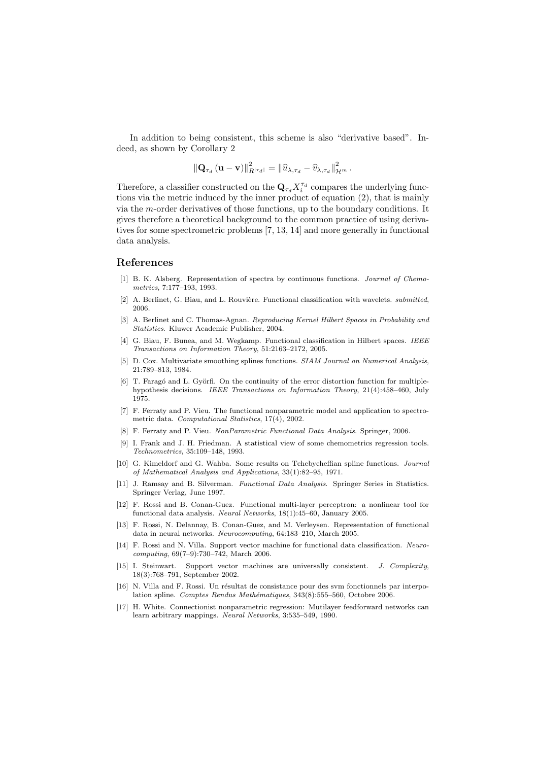In addition to being consistent, this scheme is also "derivative based". Indeed, as shown by Corollary 2

$$\|\mathbf{Q}_{\tau_d}(\mathbf{u}-\mathbf{v})\|^2_{R^{|\tau_d|}} = \|\widehat{u}_{\lambda,\tau_d} - \widehat{v}_{\lambda,\tau_d}\|^2_{\mathcal{H}^m}.$$

Therefore, a classifier constructed on the $\mathbf{Q}_{\tau_d} X_i^{\tau_d}$ compares the underlying functions via the metric induced by the inner product of equation (2), that is mainly via the $m$-order derivatives of those functions, up to the boundary conditions. It gives therefore a theoretical background to the common practice of using derivatives for some spectrometric problems [7, 13, 14] and more generally in functional data analysis.

## References

[1] B. K. Alsberg. Representation of spectra by continuous functions. *Journal of Chemometrics*, 7:177–193, 1993.

[2] A. Berlinet, G. Biau, and L. Rouvière. Functional classification with wavelets. *submitted*, 2006.

[3] A. Berlinet and C. Thomas-Agnan. *Reproducing Kernel Hilbert Spaces in Probability and Statistics*. Kluwer Academic Publisher, 2004.

[4] G. Biau, F. Bunea, and M. Wegkamp. Functional classification in Hilbert spaces. *IEEE Transactions on Information Theory*, 51:2163–2172, 2005.

[5] D. Cox. Multivariate smoothing splines functions. *SIAM Journal on Numerical Analysis*, 21:789–813, 1984.

[6] T. Faragó and L. Györfi. On the continuity of the error distortion function for multiple-hypothesis decisions. *IEEE Transactions on Information Theory*, 21(4):458–460, July 1975.

[7] F. Ferraty and P. Vieu. The functional nonparametric model and application to spectrometric data. *Computational Statistics*, 17(4), 2002.

[8] F. Ferraty and P. Vieu. *NonParametric Functional Data Analysis*. Springer, 2006.

[9] I. Frank and J. H. Friedman. A statistical view of some chemometrics regression tools. *Technometrics*, 35:109–148, 1993.

[10] G. Kimeldorf and G. Wahba. Some results on Tchebycheffian spline functions. *Journal of Mathematical Analysis and Applications*, 33(1):82–95, 1971.

[11] J. Ramsay and B. Silverman. *Functional Data Analysis*. Springer Series in Statistics. Springer Verlag, June 1997.

[12] F. Rossi and B. Conan-Guez. Functional multi-layer perceptron: a nonlinear tool for functional data analysis. *Neural Networks*, 18(1):45–60, January 2005.

[13] F. Rossi, N. Delannay, B. Conan-Guez, and M. Verleysen. Representation of functional data in neural networks. *Neurocomputing*, 64:183–210, March 2005.

[14] F. Rossi and N. Villa. Support vector machine for functional data classification. *Neurocomputing*, 69(7–9):730–742, March 2006.

[15] I. Steinwart. Support vector machines are universally consistent. *J. Complexity*, 18(3):768–791, September 2002.

[16] N. Villa and F. Rossi. Un résultat de consistance pour des svm fonctionnels par interpolation spline. *Comptes Rendus Mathématiques*, 343(8):555–560, Octobre 2006.

[17] H. White. Connectionist nonparametric regression: Mutilayer feedforward networks can learn arbitrary mappings. *Neural Networks*, 3:535–549, 1990.